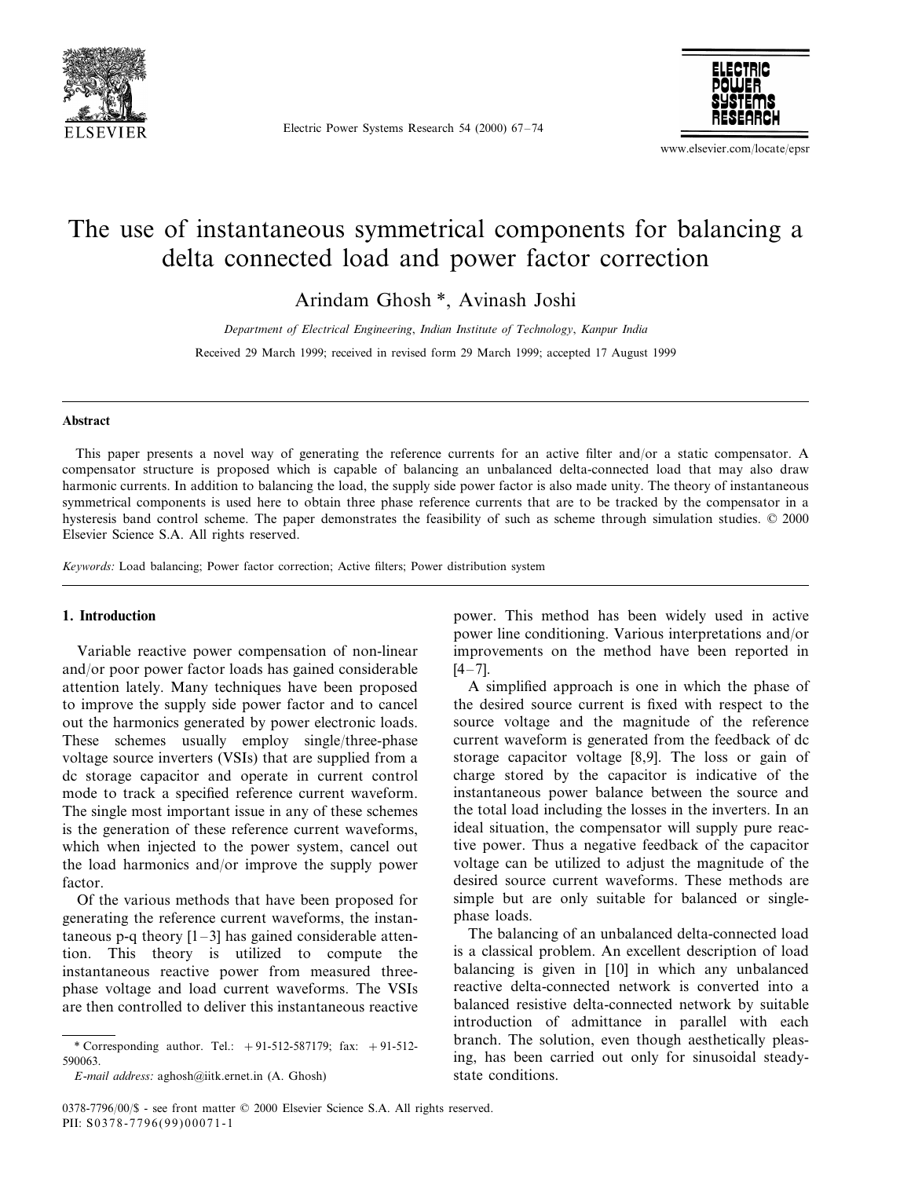# The use of instantaneous symmetrical components for balancing a delta connected load and power factor correction

Arindam Ghosh *, Avinash Joshi

*Department of Electrical Engineering, Indian Institute of Technology, Kanpur India*

Received 29 March 1999; received in revised form 29 March 1999; accepted 17 August 1999

## Abstract

This paper presents a novel way of generating the reference currents for an active filter and/or a static compensator. A compensator structure is proposed which is capable of balancing an unbalanced delta-connected load that may also draw harmonic currents. In addition to balancing the load, the supply side power factor is also made unity. The theory of instantaneous symmetrical components is used here to obtain three phase reference currents that are to be tracked by the compensator in a hysteresis band control scheme. The paper demonstrates the feasibility of such as scheme through simulation studies. © 2000 Elsevier Science S.A. All rights reserved.

*Keywords:* Load balancing; Power factor correction; Active filters; Power distribution system

## 1. Introduction

Variable reactive power compensation of non-linear and/or poor power factor loads has gained considerable attention lately. Many techniques have been proposed to improve the supply side power factor and to cancel out the harmonics generated by power electronic loads. These schemes usually employ single/three-phase voltage source inverters (VSIs) that are supplied from a dc storage capacitor and operate in current control mode to track a specified reference current waveform. The single most important issue in any of these schemes is the generation of these reference current waveforms, which when injected to the power system, cancel out the load harmonics and/or improve the supply power factor.

Of the various methods that have been proposed for generating the reference current waveforms, the instantaneous p-q theory [1–3] has gained considerable attention. This theory is utilized to compute the instantaneous reactive power from measured three-phase voltage and load current waveforms. The VSIs are then controlled to deliver this instantaneous reactive power. This method has been widely used in active power line conditioning. Various interpretations and/or improvements on the method have been reported in [4–7].

A simplified approach is one in which the phase of the desired source current is fixed with respect to the source voltage and the magnitude of the reference current waveform is generated from the feedback of dc storage capacitor voltage [8,9]. The loss or gain of charge stored by the capacitor is indicative of the instantaneous power balance between the source and the total load including the losses in the inverters. In an ideal situation, the compensator will supply pure reactive power. Thus a negative feedback of the capacitor voltage can be utilized to adjust the magnitude of the desired source current waveforms. These methods are simple but are only suitable for balanced or single-phase loads.

The balancing of an unbalanced delta-connected load is a classical problem. An excellent description of load balancing is given in [10] in which any unbalanced reactive delta-connected network is converted into a balanced resistive delta-connected network by suitable introduction of admittance in parallel with each branch. The solution, even though aesthetically pleasing, has been carried out only for sinusoidal steady-state conditions.

* Corresponding author. Tel.: +91-512-587179; fax: +91-512-590063.

*E-mail address:* aghosh@iitk.ernet.in (A. Ghosh)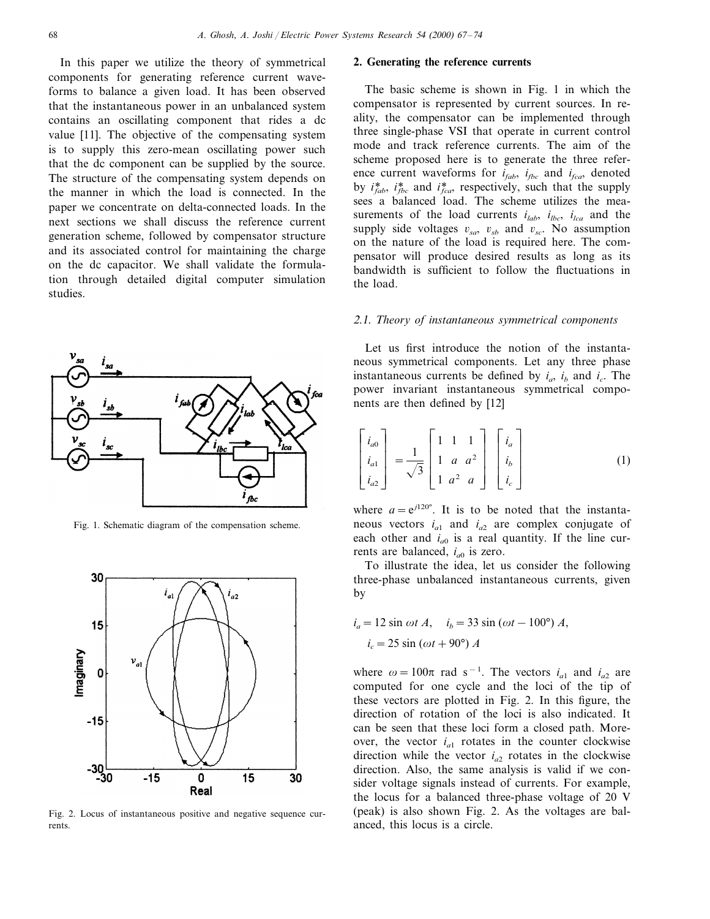In this paper we utilize the theory of symmetrical components for generating reference current waveforms to balance a given load. It has been observed that the instantaneous power in an unbalanced system contains an oscillating component that rides a dc value [11]. The objective of the compensating system is to supply this zero-mean oscillating power such that the dc component can be supplied by the source. The structure of the compensating system depends on the manner in which the load is connected. In the paper we concentrate on delta-connected loads. In the next sections we shall discuss the reference current generation scheme, followed by compensator structure and its associated control for maintaining the charge on the dc capacitor. We shall validate the formulation through detailed digital computer simulation studies.

Fig. 1. Schematic diagram of the compensation scheme.

Fig. 2. Locus of instantaneous positive and negative sequence currents.

## 2. Generating the reference currents

The basic scheme is shown in Fig. 1 in which the compensator is represented by current sources. In reality, the compensator can be implemented through three single-phase VSI that operate in current control mode and track reference currents. The aim of the scheme proposed here is to generate the three reference current waveforms for $i_{fab}$, $i_{fbc}$ and $i_{fca}$, denoted by $i_{fab}^*$, $i_{fbc}^*$ and $i_{fca}^*$, respectively, such that the supply sees a balanced load. The scheme utilizes the measurements of the load currents $i_{lab}$, $i_{lbc}$, $i_{lca}$ and the supply side voltages $v_{sa}$, $v_{sb}$ and $v_{sc}$. No assumption on the nature of the load is required here. The compensator will produce desired results as long as its bandwidth is sufficient to follow the fluctuations in the load.

### 2.1. Theory of instantaneous symmetrical components

Let us first introduce the notion of the instantaneous symmetrical components. Let any three phase instantaneous currents be defined by $i_a$, $i_b$ and $i_c$. The power invariant instantaneous symmetrical components are then defined by [12]

$$\begin{bmatrix} i_{a0} \\ i_{a1} \\ i_{a2} \end{bmatrix} = \frac{1}{\sqrt{3}} \begin{bmatrix} 1 & 1 & 1 \\ 1 & a & a^2 \\ 1 & a^2 & a \end{bmatrix} \begin{bmatrix} i_a \\ i_b \\ i_c \end{bmatrix} \tag{1}$$

where $a = e^{j120°}$. It is to be noted that the instantaneous vectors $i_{a1}$ and $i_{a2}$ are complex conjugate of each other and $i_{a0}$ is a real quantity. If the line currents are balanced, $i_{a0}$ is zero.

To illustrate the idea, let us consider the following three-phase unbalanced instantaneous currents, given by

$$i_a = 12 \sin \omega t \ A, \quad i_b = 33 \sin (\omega t - 100°) \ A,$$
$$i_c = 25 \sin (\omega t + 90°) \ A$$

where $\omega = 100\pi$ rad s$^{-1}$. The vectors $i_{a1}$ and $i_{a2}$ are computed for one cycle and the loci of the tip of these vectors are plotted in Fig. 2. In this figure, the direction of rotation of the loci is also indicated. It can be seen that these loci form a closed path. Moreover, the vector $i_{a1}$ rotates in the counter clockwise direction while the vector $i_{a2}$ rotates in the clockwise direction. Also, the same analysis is valid if we consider voltage signals instead of currents. For example, the locus for a balanced three-phase voltage of 20 V (peak) is also shown Fig. 2. As the voltages are balanced, this locus is a circle.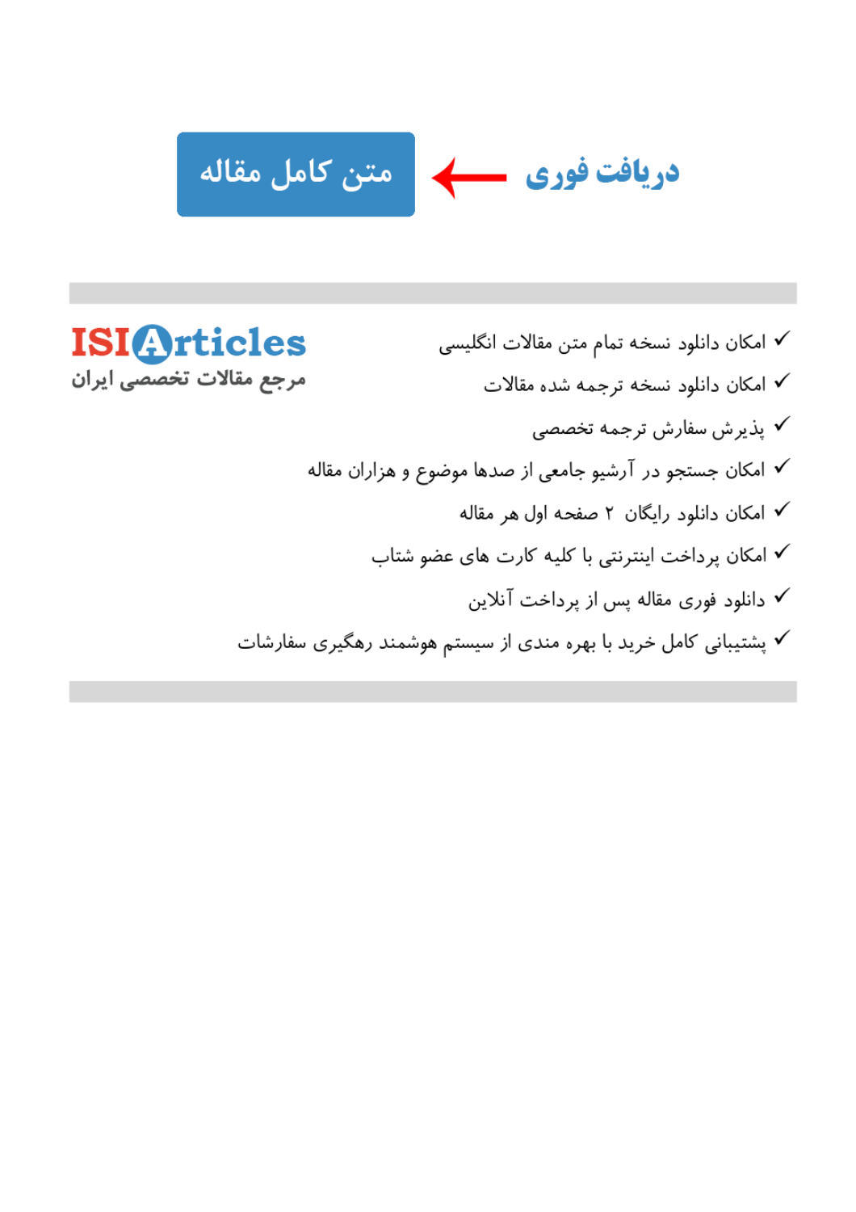دریافت فوری ← متن کامل مقاله

**ISIArticles**
مرجع مقالات تخصصی ایران

- ✓ امکان دانلود نسخه تمام متن مقالات انگلیسی
- ✓ امکان دانلود نسخه ترجمه شده مقالات
- ✓ پذیرش سفارش ترجمه تخصصی
- ✓ امکان جستجو در آرشیو جامعی از صدها موضوع و هزاران مقاله
- ✓ امکان دانلود رایگان ۲ صفحه اول هر مقاله
- ✓ امکان پرداخت اینترنتی با کلیه کارت های عضو شتاب
- ✓ دانلود فوری مقاله پس از پرداخت آنلاین
- ✓ پشتیبانی کامل خرید با بهره مندی از سیستم هوشمند رهگیری سفارشات